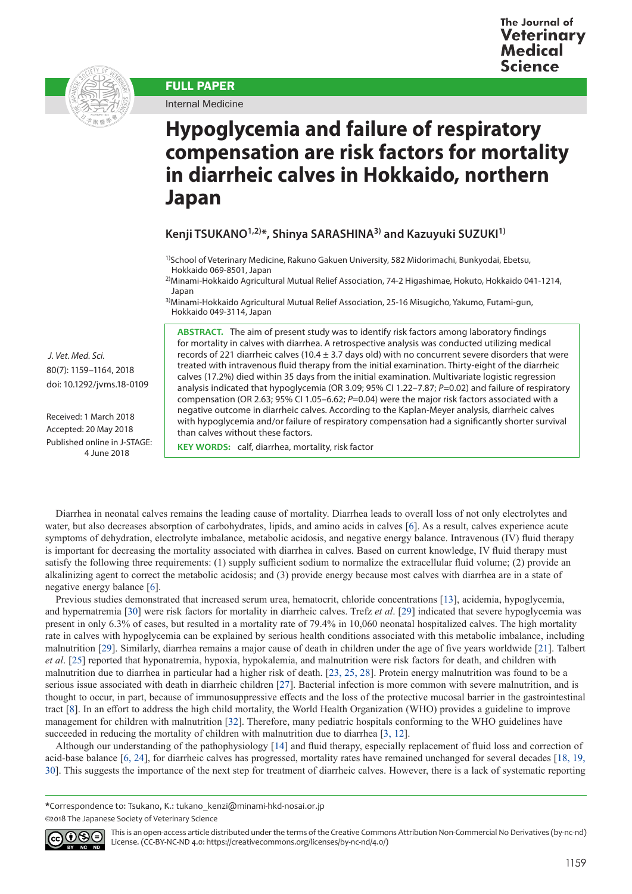FULL PAPER

Internal Medicine

# Hypoglycemia and failure of respiratory compensation are risk factors for mortality in diarrheic calves in Hokkaido, northern Japan

**Kenji TSUKANO[1,2)*], Shinya SARASHINA[3)] and Kazuyuki SUZUKI[1)]**

[1)]School of Veterinary Medicine, Rakuno Gakuen University, 582 Midorimachi, Bunkyodai, Ebetsu, Hokkaido 069-8501, Japan

[2)]Minami-Hokkaido Agricultural Mutual Relief Association, 74-2 Higashimae, Hokuto, Hokkaido 041-1214, Japan

[3)]Minami-Hokkaido Agricultural Mutual Relief Association, 25-16 Misugicho, Yakumo, Futami-gun, Hokkaido 049-3114, Japan

*J. Vet. Med. Sci.*
80(7): 1159–1164, 2018
doi: 10.1292/jvms.18-0109

Received: 1 March 2018
Accepted: 20 May 2018
Published online in J-STAGE: 4 June 2018

**ABSTRACT.** The aim of present study was to identify risk factors among laboratory findings for mortality in calves with diarrhea. A retrospective analysis was conducted utilizing medical records of 221 diarrheic calves (10.4 ± 3.7 days old) with no concurrent severe disorders that were treated with intravenous fluid therapy from the initial examination. Thirty-eight of the diarrheic calves (17.2%) died within 35 days from the initial examination. Multivariate logistic regression analysis indicated that hypoglycemia (OR 3.09; 95% CI 1.22–7.87; $P$=0.02) and failure of respiratory compensation (OR 2.63; 95% CI 1.05–6.62; $P$=0.04) were the major risk factors associated with a negative outcome in diarrheic calves. According to the Kaplan-Meyer analysis, diarrheic calves with hypoglycemia and/or failure of respiratory compensation had a significantly shorter survival than calves without these factors.

**KEY WORDS:** calf, diarrhea, mortality, risk factor

Diarrhea in neonatal calves remains the leading cause of mortality. Diarrhea leads to overall loss of not only electrolytes and water, but also decreases absorption of carbohydrates, lipids, and amino acids in calves [6]. As a result, calves experience acute symptoms of dehydration, electrolyte imbalance, metabolic acidosis, and negative energy balance. Intravenous (IV) fluid therapy is important for decreasing the mortality associated with diarrhea in calves. Based on current knowledge, IV fluid therapy must satisfy the following three requirements: (1) supply sufficient sodium to normalize the extracellular fluid volume; (2) provide an alkalinizing agent to correct the metabolic acidosis; and (3) provide energy because most calves with diarrhea are in a state of negative energy balance [6].

Previous studies demonstrated that increased serum urea, hematocrit, chloride concentrations [13], acidemia, hypoglycemia, and hypernatremia [30] were risk factors for mortality in diarrheic calves. Trefz *et al*. [29] indicated that severe hypoglycemia was present in only 6.3% of cases, but resulted in a mortality rate of 79.4% in 10,060 neonatal hospitalized calves. The high mortality rate in calves with hypoglycemia can be explained by serious health conditions associated with this metabolic imbalance, including malnutrition [29]. Similarly, diarrhea remains a major cause of death in children under the age of five years worldwide [21]. Talbert *et al*. [25] reported that hyponatremia, hypoxia, hypokalemia, and malnutrition were risk factors for death, and children with malnutrition due to diarrhea in particular had a higher risk of death. [23, 25, 28]. Protein energy malnutrition was found to be a serious issue associated with death in diarrheic children [27]. Bacterial infection is more common with severe malnutrition, and is thought to occur, in part, because of immunosuppressive effects and the loss of the protective mucosal barrier in the gastrointestinal tract [8]. In an effort to address the high child mortality, the World Health Organization (WHO) provides a guideline to improve management for children with malnutrition [32]. Therefore, many pediatric hospitals conforming to the WHO guidelines have succeeded in reducing the mortality of children with malnutrition due to diarrhea [3, 12].

Although our understanding of the pathophysiology [14] and fluid therapy, especially replacement of fluid loss and correction of acid-base balance [6, 24], for diarrheic calves has progressed, mortality rates have remained unchanged for several decades [18, 19, 30]. This suggests the importance of the next step for treatment of diarrheic calves. However, there is a lack of systematic reporting

*Correspondence to: Tsukano, K.: tukano_kenzi@minami-hkd-nosai.or.jp

©2018 The Japanese Society of Veterinary Science

This is an open-access article distributed under the terms of the Creative Commons Attribution Non-Commercial No Derivatives (by-nc-nd) License. (CC-BY-NC-ND 4.0: https://creativecommons.org/licenses/by-nc-nd/4.0/)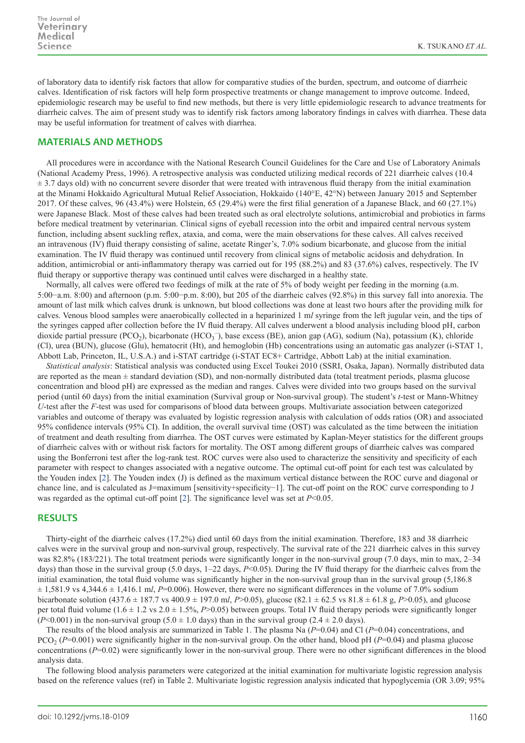of laboratory data to identify risk factors that allow for comparative studies of the burden, spectrum, and outcome of diarrheic calves. Identification of risk factors will help form prospective treatments or change management to improve outcome. Indeed, epidemiologic research may be useful to find new methods, but there is very little epidemiologic research to advance treatments for diarrheic calves. The aim of present study was to identify risk factors among laboratory findings in calves with diarrhea. These data may be useful information for treatment of calves with diarrhea.

## MATERIALS AND METHODS

All procedures were in accordance with the National Research Council Guidelines for the Care and Use of Laboratory Animals (National Academy Press, 1996). A retrospective analysis was conducted utilizing medical records of 221 diarrheic calves (10.4 ± 3.7 days old) with no concurrent severe disorder that were treated with intravenous fluid therapy from the initial examination at the Minami Hokkaido Agricultural Mutual Relief Association, Hokkaido (140°E, 42°N) between January 2015 and September 2017. Of these calves, 96 (43.4%) were Holstein, 65 (29.4%) were the first filial generation of a Japanese Black, and 60 (27.1%) were Japanese Black. Most of these calves had been treated such as oral electrolyte solutions, antimicrobial and probiotics in farms before medical treatment by veterinarian. Clinical signs of eyeball recession into the orbit and impaired central nervous system function, including absent suckling reflex, ataxia, and coma, were the main observations for these calves. All calves received an intravenous (IV) fluid therapy consisting of saline, acetate Ringer's, 7.0% sodium bicarbonate, and glucose from the initial examination. The IV fluid therapy was continued until recovery from clinical signs of metabolic acidosis and dehydration. In addition, antimicrobial or anti-inflammatory therapy was carried out for 195 (88.2%) and 83 (37.6%) calves, respectively. The IV fluid therapy or supportive therapy was continued until calves were discharged in a healthy state.

Normally, all calves were offered two feedings of milk at the rate of 5% of body weight per feeding in the morning (a.m. 5:00−a.m. 8:00) and afternoon (p.m. 5:00−p.m. 8:00), but 205 of the diarrheic calves (92.8%) in this survey fall into anorexia. The amount of last milk which calves drunk is unknown, but blood collections was done at least two hours after the providing milk for calves. Venous blood samples were anaerobically collected in a heparinized 1 m*l* syringe from the left jugular vein, and the tips of the syringes capped after collection before the IV fluid therapy. All calves underwent a blood analysis including blood pH, carbon dioxide partial pressure ($PCO_2$), bicarbonate ($HCO_3^-$), base excess (BE), anion gap (AG), sodium (Na), potassium (K), chloride (Cl), urea (BUN), glucose (Glu), hematocrit (Ht), and hemoglobin (Hb) concentrations using an automatic gas analyzer (i-STAT 1, Abbott Lab, Princeton, IL, U.S.A.) and i-STAT cartridge (i-STAT EC8+ Cartridge, Abbott Lab) at the initial examination.

*Statistical analysis*: Statistical analysis was conducted using Excel Toukei 2010 (SSRI, Osaka, Japan). Normally distributed data are reported as the mean ± standard deviation (SD), and non-normally distributed data (total treatment periods, plasma glucose concentration and blood pH) are expressed as the median and ranges. Calves were divided into two groups based on the survival period (until 60 days) from the initial examination (Survival group or Non-survival group). The student's *t*-test or Mann-Whitney *U*-test after the *F*-test was used for comparisons of blood data between groups. Multivariate association between categorized variables and outcome of therapy was evaluated by logistic regression analysis with calculation of odds ratios (OR) and associated 95% confidence intervals (95% CI). In addition, the overall survival time (OST) was calculated as the time between the initiation of treatment and death resulting from diarrhea. The OST curves were estimated by Kaplan-Meyer statistics for the different groups of diarrheic calves with or without risk factors for mortality. The OST among different groups of diarrheic calves was compared using the Bonferroni test after the log-rank test. ROC curves were also used to characterize the sensitivity and specificity of each parameter with respect to changes associated with a negative outcome. The optimal cut-off point for each test was calculated by the Youden index [2]. The Youden index (J) is defined as the maximum vertical distance between the ROC curve and diagonal or chance line, and is calculated as J=maximum [sensitivity+specificity−1]. The cut-off point on the ROC curve corresponding to J was regarded as the optimal cut-off point [2]. The significance level was set at $P<0.05$.

## RESULTS

Thirty-eight of the diarrheic calves (17.2%) died until 60 days from the initial examination. Therefore, 183 and 38 diarrheic calves were in the survival group and non-survival group, respectively. The survival rate of the 221 diarrheic calves in this survey was 82.8% (183/221). The total treatment periods were significantly longer in the non-survival group (7.0 days, min to max, 2–34 days) than those in the survival group (5.0 days, 1–22 days, $P<0.05$). During the IV fluid therapy for the diarrheic calves from the initial examination, the total fluid volume was significantly higher in the non-survival group than in the survival group (5,186.8 ± 1,581.9 vs 4,344.6 ± 1,416.1 m*l*, $P=0.006$). However, there were no significant differences in the volume of 7.0% sodium bicarbonate solution (437.6 ± 187.7 vs 400.9 ± 197.0 m*l*, $P>0.05$), glucose (82.1 ± 62.5 vs 81.8 ± 61.8 g, $P>0.05$), and glucose per total fluid volume (1.6 ± 1.2 vs 2.0 ± 1.5%, $P>0.05$) between groups. Total IV fluid therapy periods were significantly longer ($P<0.001$) in the non-survival group (5.0 ± 1.0 days) than in the survival group (2.4 ± 2.0 days).

The results of the blood analysis are summarized in Table 1. The plasma Na ($P=0.04$) and Cl ($P=0.04$) concentrations, and $PCO_2$ ($P=0.001$) were significantly higher in the non-survival group. On the other hand, blood pH ($P=0.04$) and plasma glucose concentrations ($P=0.02$) were significantly lower in the non-survival group. There were no other significant differences in the blood analysis data.

The following blood analysis parameters were categorized at the initial examination for multivariate logistic regression analysis based on the reference values (ref) in Table 2. Multivariate logistic regression analysis indicated that hypoglycemia (OR 3.09; 95%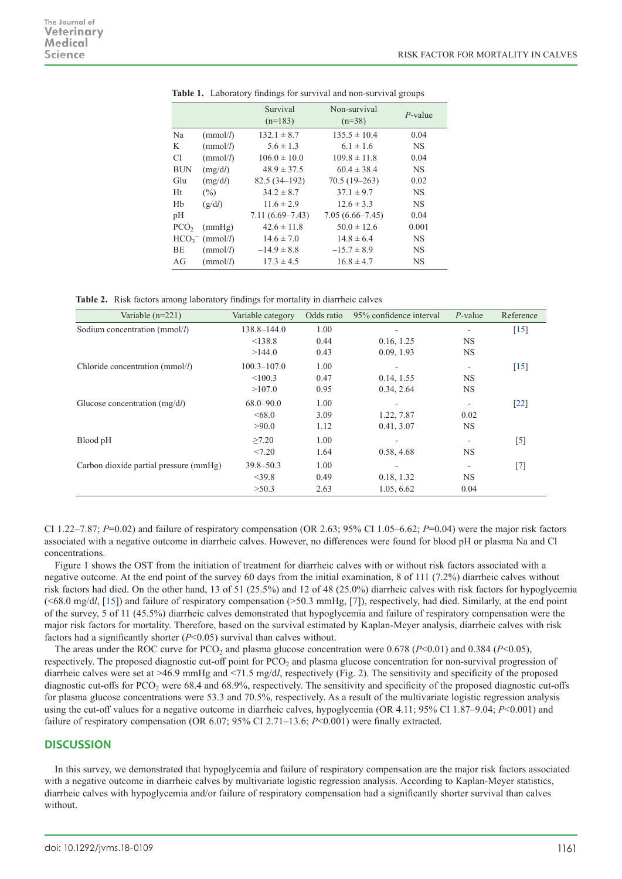**Table 1.** Laboratory findings for survival and non-survival groups

| | | Survival (n=183) | Non-survival (n=38) | *P*-value |
|---|---|---|---|---|
| Na | (mmol/*l*) | 132.1 ± 8.7 | 135.5 ± 10.4 | 0.04 |
| K | (mmol/*l*) | 5.6 ± 1.3 | 6.1 ± 1.6 | NS |
| Cl | (mmol/*l*) | 106.0 ± 10.0 | 109.8 ± 11.8 | 0.04 |
| BUN | (mg/d*l*) | 48.9 ± 37.5 | 60.4 ± 38.4 | NS |
| Glu | (mg/d*l*) | 82.5 (34–192) | 70.5 (19–263) | 0.02 |
| Ht | (%) | 34.2 ± 8.7 | 37.1 ± 9.7 | NS |
| Hb | (g/d*l*) | 11.6 ± 2.9 | 12.6 ± 3.3 | NS |
| pH | | 7.11 (6.69–7.43) | 7.05 (6.66–7.45) | 0.04 |
| $PCO_2$ | (mmHg) | 42.6 ± 11.8 | 50.0 ± 12.6 | 0.001 |
| $HCO_3^-$ | (mmol/*l*) | 14.6 ± 7.0 | 14.8 ± 6.4 | NS |
| BE | (mmol/*l*) | –14.9 ± 8.8 | –15.7 ± 8.9 | NS |
| AG | (mmol/*l*) | 17.3 ± 4.5 | 16.8 ± 4.7 | NS |

**Table 2.** Risk factors among laboratory findings for mortality in diarrheic calves

| Variable (n=221) | Variable category | Odds ratio | 95% confidence interval | *P*-value | Reference |
|---|---|---|---|---|---|
| Sodium concentration (mmol/*l*) | 138.8–144.0 | 1.00 | - | - | [15] |
| | <138.8 | 0.44 | 0.16, 1.25 | NS | |
| | >144.0 | 0.43 | 0.09, 1.93 | NS | |
| Chloride concentration (mmol/*l*) | 100.3–107.0 | 1.00 | - | - | [15] |
| | <100.3 | 0.47 | 0.14, 1.55 | NS | |
| | >107.0 | 0.95 | 0.34, 2.64 | NS | |
| Glucose concentration (mg/d*l*) | 68.0–90.0 | 1.00 | - | - | [22] |
| | <68.0 | 3.09 | 1.22, 7.87 | 0.02 | |
| | >90.0 | 1.12 | 0.41, 3.07 | NS | |
| Blood pH | ≥7.20 | 1.00 | - | - | [5] |
| | <7.20 | 1.64 | 0.58, 4.68 | NS | |
| Carbon dioxide partial pressure (mmHg) | 39.8–50.3 | 1.00 | - | - | [7] |
| | <39.8 | 0.49 | 0.18, 1.32 | NS | |
| | >50.3 | 2.63 | 1.05, 6.62 | 0.04 | |

CI 1.22–7.87; $P$=0.02) and failure of respiratory compensation (OR 2.63; 95% CI 1.05–6.62; $P$=0.04) were the major risk factors associated with a negative outcome in diarrheic calves. However, no differences were found for blood pH or plasma Na and Cl concentrations.

Figure 1 shows the OST from the initiation of treatment for diarrheic calves with or without risk factors associated with a negative outcome. At the end point of the survey 60 days from the initial examination, 8 of 111 (7.2%) diarrheic calves without risk factors had died. On the other hand, 13 of 51 (25.5%) and 12 of 48 (25.0%) diarrheic calves with risk factors for hypoglycemia (<68.0 mg/d*l*, [15]) and failure of respiratory compensation (>50.3 mmHg, [7]), respectively, had died. Similarly, at the end point of the survey, 5 of 11 (45.5%) diarrheic calves demonstrated that hypoglycemia and failure of respiratory compensation were the major risk factors for mortality. Therefore, based on the survival estimated by Kaplan-Meyer analysis, diarrheic calves with risk factors had a significantly shorter ($P$<0.05) survival than calves without.

The areas under the ROC curve for $PCO_2$ and plasma glucose concentration were 0.678 ($P$<0.01) and 0.384 ($P$<0.05), respectively. The proposed diagnostic cut-off point for $PCO_2$ and plasma glucose concentration for non-survival progression of diarrheic calves were set at >46.9 mmHg and <71.5 mg/d*l*, respectively (Fig. 2). The sensitivity and specificity of the proposed diagnostic cut-offs for $PCO_2$ were 68.4 and 68.9%, respectively. The sensitivity and specificity of the proposed diagnostic cut-offs for plasma glucose concentrations were 53.3 and 70.5%, respectively. As a result of the multivariate logistic regression analysis using the cut-off values for a negative outcome in diarrheic calves, hypoglycemia (OR 4.11; 95% CI 1.87–9.04; $P$<0.001) and failure of respiratory compensation (OR 6.07; 95% CI 2.71–13.6; $P$<0.001) were finally extracted.

## DISCUSSION

In this survey, we demonstrated that hypoglycemia and failure of respiratory compensation are the major risk factors associated with a negative outcome in diarrheic calves by multivariate logistic regression analysis. According to Kaplan-Meyer statistics, diarrheic calves with hypoglycemia and/or failure of respiratory compensation had a significantly shorter survival than calves without.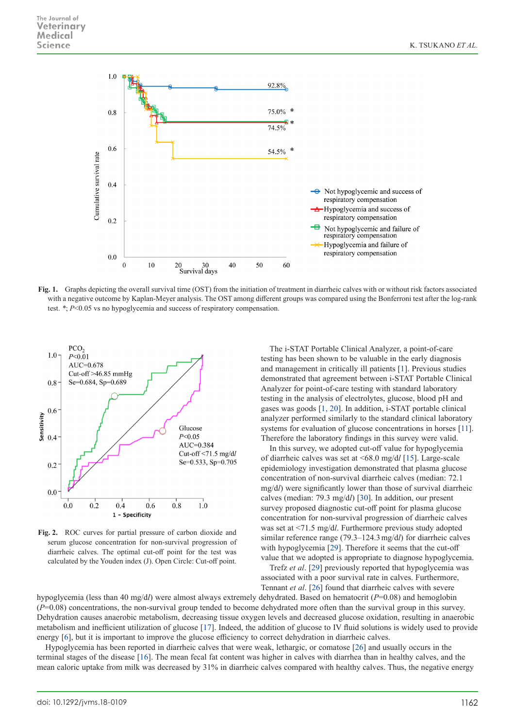Fig. 1. Graphs depicting the overall survival time (OST) from the initiation of treatment in diarrheic calves with or without risk factors associated with a negative outcome by Kaplan-Meyer analysis. The OST among different groups was compared using the Bonferroni test after the log-rank test. *; $P<0.05$ vs no hypoglycemia and success of respiratory compensation.

Fig. 2. ROC curves for partial pressure of carbon dioxide and serum glucose concentration for non-survival progression of diarrheic calves. The optimal cut-off point for the test was calculated by the Youden index (J). Open Circle: Cut-off point.

The i-STAT Portable Clinical Analyzer, a point-of-care testing has been shown to be valuable in the early diagnosis and management in critically ill patients [1]. Previous studies demonstrated that agreement between i-STAT Portable Clinical Analyzer for point-of-care testing with standard laboratory testing in the analysis of electrolytes, glucose, blood pH and gases was goods [1, 20]. In addition, i-STAT portable clinical analyzer performed similarly to the standard clinical laboratory systems for evaluation of glucose concentrations in horses [11]. Therefore the laboratory findings in this survey were valid.

In this survey, we adopted cut-off value for hypoglycemia of diarrheic calves was set at <68.0 mg/*dl* [15]. Large-scale epidemiology investigation demonstrated that plasma glucose concentration of non-survival diarrheic calves (median: 72.1 mg/*dl*) were significantly lower than those of survival diarrheic calves (median: 79.3 mg/*dl*) [30]. In addition, our present survey proposed diagnostic cut-off point for plasma glucose concentration for non-survival progression of diarrheic calves was set at <71.5 mg/*dl*. Furthermore previous study adopted similar reference range (79.3–124.3 mg/*dl*) for diarrheic calves with hypoglycemia [29]. Therefore it seems that the cut-off value that we adopted is appropriate to diagnose hypoglycemia.

Trefz *et al*. [29] previously reported that hypoglycemia was associated with a poor survival rate in calves. Furthermore, Tennant *et al*. [26] found that diarrheic calves with severe hypoglycemia (less than 40 mg/*dl*) were almost always extremely dehydrated. Based on hematocrit ($P$=0.08) and hemoglobin ($P$=0.08) concentrations, the non-survival group tended to become dehydrated more often than the survival group in this survey. Dehydration causes anaerobic metabolism, decreasing tissue oxygen levels and decreased glucose oxidation, resulting in anaerobic metabolism and inefficient utilization of glucose [17]. Indeed, the addition of glucose to IV fluid solutions is widely used to provide energy [6], but it is important to improve the glucose efficiency to correct dehydration in diarrheic calves.

Hypoglycemia has been reported in diarrheic calves that were weak, lethargic, or comatose [26] and usually occurs in the terminal stages of the disease [16]. The mean fecal fat content was higher in calves with diarrhea than in healthy calves, and the mean caloric uptake from milk was decreased by 31% in diarrheic calves compared with healthy calves. Thus, the negative energy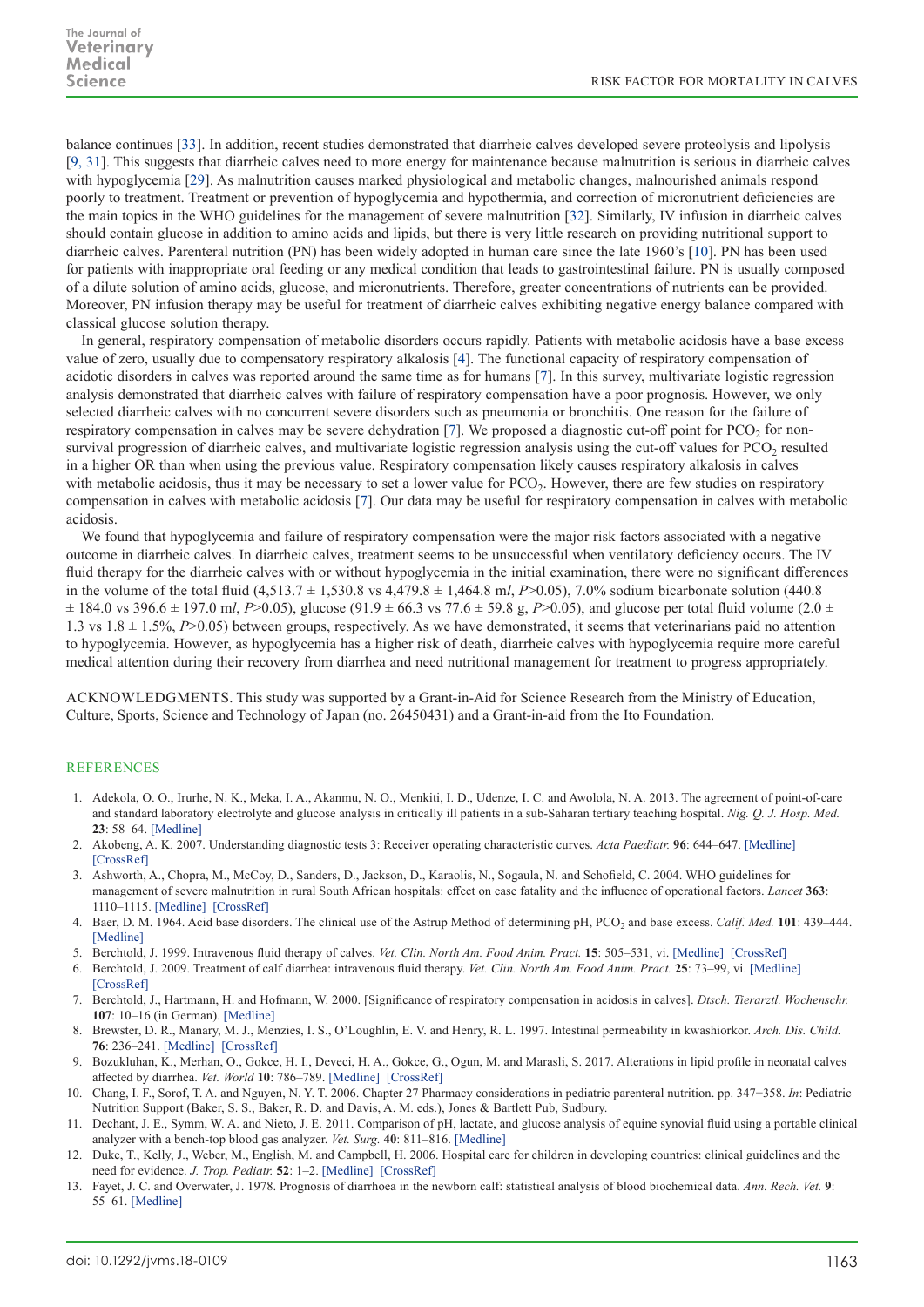balance continues [33]. In addition, recent studies demonstrated that diarrheic calves developed severe proteolysis and lipolysis [9, 31]. This suggests that diarrheic calves need to more energy for maintenance because malnutrition is serious in diarrheic calves with hypoglycemia [29]. As malnutrition causes marked physiological and metabolic changes, malnourished animals respond poorly to treatment. Treatment or prevention of hypoglycemia and hypothermia, and correction of micronutrient deficiencies are the main topics in the WHO guidelines for the management of severe malnutrition [32]. Similarly, IV infusion in diarrheic calves should contain glucose in addition to amino acids and lipids, but there is very little research on providing nutritional support to diarrheic calves. Parenteral nutrition (PN) has been widely adopted in human care since the late 1960's [10]. PN has been used for patients with inappropriate oral feeding or any medical condition that leads to gastrointestinal failure. PN is usually composed of a dilute solution of amino acids, glucose, and micronutrients. Therefore, greater concentrations of nutrients can be provided. Moreover, PN infusion therapy may be useful for treatment of diarrheic calves exhibiting negative energy balance compared with classical glucose solution therapy.

In general, respiratory compensation of metabolic disorders occurs rapidly. Patients with metabolic acidosis have a base excess value of zero, usually due to compensatory respiratory alkalosis [4]. The functional capacity of respiratory compensation of acidotic disorders in calves was reported around the same time as for humans [7]. In this survey, multivariate logistic regression analysis demonstrated that diarrheic calves with failure of respiratory compensation have a poor prognosis. However, we only selected diarrheic calves with no concurrent severe disorders such as pneumonia or bronchitis. One reason for the failure of respiratory compensation in calves may be severe dehydration [7]. We proposed a diagnostic cut-off point for $PCO_2$ for non-survival progression of diarrheic calves, and multivariate logistic regression analysis using the cut-off values for $PCO_2$ resulted in a higher OR than when using the previous value. Respiratory compensation likely causes respiratory alkalosis in calves with metabolic acidosis, thus it may be necessary to set a lower value for $PCO_2$. However, there are few studies on respiratory compensation in calves with metabolic acidosis [7]. Our data may be useful for respiratory compensation in calves with metabolic acidosis.

We found that hypoglycemia and failure of respiratory compensation were the major risk factors associated with a negative outcome in diarrheic calves. In diarrheic calves, treatment seems to be unsuccessful when ventilatory deficiency occurs. The IV fluid therapy for the diarrheic calves with or without hypoglycemia in the initial examination, there were no significant differences in the volume of the total fluid (4,513.7 ± 1,530.8 vs 4,479.8 ± 1,464.8 m*l*, $P>0.05$), 7.0% sodium bicarbonate solution (440.8 ± 184.0 vs 396.6 ± 197.0 m*l*, $P>0.05$), glucose (91.9 ± 66.3 vs 77.6 ± 59.8 g, $P>0.05$), and glucose per total fluid volume (2.0 ± 1.3 vs 1.8 ± 1.5%, $P>0.05$) between groups, respectively. As we have demonstrated, it seems that veterinarians paid no attention to hypoglycemia. However, as hypoglycemia has a higher risk of death, diarrheic calves with hypoglycemia require more careful medical attention during their recovery from diarrhea and need nutritional management for treatment to progress appropriately.

ACKNOWLEDGMENTS. This study was supported by a Grant-in-Aid for Science Research from the Ministry of Education, Culture, Sports, Science and Technology of Japan (no. 26450431) and a Grant-in-aid from the Ito Foundation.

## REFERENCES

1. Adekola, O. O., Irurhe, N. K., Meka, I. A., Akanmu, N. O., Menkiti, I. D., Udenze, I. C. and Awolola, N. A. 2013. The agreement of point-of-care and standard laboratory electrolyte and glucose analysis in critically ill patients in a sub-Saharan tertiary teaching hospital. *Nig. Q. J. Hosp. Med.* **23**: 58–64. [Medline]
2. Akobeng, A. K. 2007. Understanding diagnostic tests 3: Receiver operating characteristic curves. *Acta Paediatr.* **96**: 644–647. [Medline] [CrossRef]
3. Ashworth, A., Chopra, M., McCoy, D., Sanders, D., Jackson, D., Karaolis, N., Sogaula, N. and Schofield, C. 2004. WHO guidelines for management of severe malnutrition in rural South African hospitals: effect on case fatality and the influence of operational factors. *Lancet* **363**: 1110–1115. [Medline] [CrossRef]
4. Baer, D. M. 1964. Acid base disorders. The clinical use of the Astrup Method of determining pH, $PCO_2$ and base excess. *Calif. Med.* **101**: 439–444. [Medline]
5. Berchtold, J. 1999. Intravenous fluid therapy of calves. *Vet. Clin. North Am. Food Anim. Pract.* **15**: 505–531, vi. [Medline] [CrossRef]
6. Berchtold, J. 2009. Treatment of calf diarrhea: intravenous fluid therapy. *Vet. Clin. North Am. Food Anim. Pract.* **25**: 73–99, vi. [Medline] [CrossRef]
7. Berchtold, J., Hartmann, H. and Hofmann, W. 2000. [Significance of respiratory compensation in acidosis in calves]. *Dtsch. Tierarztl. Wochenschr.* **107**: 10–16 (in German). [Medline]
8. Brewster, D. R., Manary, M. J., Menzies, I. S., O'Loughlin, E. V. and Henry, R. L. 1997. Intestinal permeability in kwashiorkor. *Arch. Dis. Child.* **76**: 236–241. [Medline] [CrossRef]
9. Bozukluhan, K., Merhan, O., Gokce, H. I., Deveci, H. A., Gokce, G., Ogun, M. and Marasli, S. 2017. Alterations in lipid profile in neonatal calves affected by diarrhea. *Vet. World* **10**: 786–789. [Medline] [CrossRef]
10. Chang, I. F., Sorof, T. A. and Nguyen, N. Y. T. 2006. Chapter 27 Pharmacy considerations in pediatric parenteral nutrition. pp. 347–358. *In*: Pediatric Nutrition Support (Baker, S. S., Baker, R. D. and Davis, A. M. eds.), Jones & Bartlett Pub, Sudbury.
11. Dechant, J. E., Symm, W. A. and Nieto, J. E. 2011. Comparison of pH, lactate, and glucose analysis of equine synovial fluid using a portable clinical analyzer with a bench-top blood gas analyzer. *Vet. Surg.* **40**: 811–816. [Medline]
12. Duke, T., Kelly, J., Weber, M., English, M. and Campbell, H. 2006. Hospital care for children in developing countries: clinical guidelines and the need for evidence. *J. Trop. Pediatr.* **52**: 1–2. [Medline] [CrossRef]
13. Fayet, J. C. and Overwater, J. 1978. Prognosis of diarrhoea in the newborn calf: statistical analysis of blood biochemical data. *Ann. Rech. Vet.* **9**: 55–61. [Medline]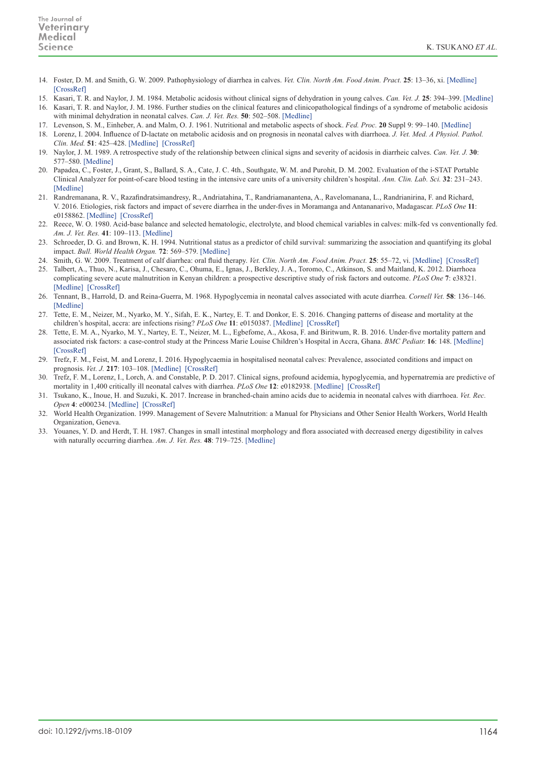14. Foster, D. M. and Smith, G. W. 2009. Pathophysiology of diarrhea in calves. *Vet. Clin. North Am. Food Anim. Pract.* **25**: 13–36, xi. [Medline] [CrossRef]
15. Kasari, T. R. and Naylor, J. M. 1984. Metabolic acidosis without clinical signs of dehydration in young calves. *Can. Vet. J.* **25**: 394–399. [Medline]
16. Kasari, T. R. and Naylor, J. M. 1986. Further studies on the clinical features and clinicopathological findings of a syndrome of metabolic acidosis with minimal dehydration in neonatal calves. *Can. J. Vet. Res.* **50**: 502–508. [Medline]
17. Levenson, S. M., Einheber, A. and Malm, O. J. 1961. Nutritional and metabolic aspects of shock. *Fed. Proc.* **20** Suppl 9: 99–140. [Medline]
18. Lorenz, I. 2004. Influence of D-lactate on metabolic acidosis and on prognosis in neonatal calves with diarrhoea. *J. Vet. Med. A Physiol. Pathol. Clin. Med.* **51**: 425–428. [Medline] [CrossRef]
19. Naylor, J. M. 1989. A retrospective study of the relationship between clinical signs and severity of acidosis in diarrheic calves. *Can. Vet. J.* **30**: 577–580. [Medline]
20. Papadea, C., Foster, J., Grant, S., Ballard, S. A., Cate, J. C. 4th., Southgate, W. M. and Purohit, D. M. 2002. Evaluation of the i-STAT Portable Clinical Analyzer for point-of-care blood testing in the intensive care units of a university children's hospital. *Ann. Clin. Lab. Sci.* **32**: 231–243. [Medline]
21. Randremanana, R. V., Razafindratsimandresy, R., Andriatahina, T., Randriamanantena, A., Ravelomanana, L., Randrianirina, F. and Richard, V. 2016. Etiologies, risk factors and impact of severe diarrhea in the under-fives in Moramanga and Antananarivo, Madagascar. *PLoS One* **11**: e0158862. [Medline] [CrossRef]
22. Reece, W. O. 1980. Acid-base balance and selected hematologic, electrolyte, and blood chemical variables in calves: milk-fed vs conventionally fed. *Am. J. Vet. Res.* **41**: 109–113. [Medline]
23. Schroeder, D. G. and Brown, K. H. 1994. Nutritional status as a predictor of child survival: summarizing the association and quantifying its global impact. *Bull. World Health Organ.* **72**: 569–579. [Medline]
24. Smith, G. W. 2009. Treatment of calf diarrhea: oral fluid therapy. *Vet. Clin. North Am. Food Anim. Pract.* **25**: 55–72, vi. [Medline] [CrossRef]
25. Talbert, A., Thuo, N., Karisa, J., Chesaro, C., Ohuma, E., Ignas, J., Berkley, J. A., Toromo, C., Atkinson, S. and Maitland, K. 2012. Diarrhoea complicating severe acute malnutrition in Kenyan children: a prospective descriptive study of risk factors and outcome. *PLoS One* **7**: e38321. [Medline] [CrossRef]
26. Tennant, B., Harrold, D. and Reina-Guerra, M. 1968. Hypoglycemia in neonatal calves associated with acute diarrhea. *Cornell Vet.* **58**: 136–146. [Medline]
27. Tette, E. M., Neizer, M., Nyarko, M. Y., Sifah, E. K., Nartey, E. T. and Donkor, E. S. 2016. Changing patterns of disease and mortality at the children's hospital, accra: are infections rising? *PLoS One* **11**: e0150387. [Medline] [CrossRef]
28. Tette, E. M. A., Nyarko, M. Y., Nartey, E. T., Neizer, M. L., Egbefome, A., Akosa, F. and Biritwum, R. B. 2016. Under-five mortality pattern and associated risk factors: a case-control study at the Princess Marie Louise Children's Hospital in Accra, Ghana. *BMC Pediatr.* **16**: 148. [Medline] [CrossRef]
29. Trefz, F. M., Feist, M. and Lorenz, I. 2016. Hypoglycaemia in hospitalised neonatal calves: Prevalence, associated conditions and impact on prognosis. *Vet. J.* **217**: 103–108. [Medline] [CrossRef]
30. Trefz, F. M., Lorenz, I., Lorch, A. and Constable, P. D. 2017. Clinical signs, profound acidemia, hypoglycemia, and hypernatremia are predictive of mortality in 1,400 critically ill neonatal calves with diarrhea. *PLoS One* **12**: e0182938. [Medline] [CrossRef]
31. Tsukano, K., Inoue, H. and Suzuki, K. 2017. Increase in branched-chain amino acids due to acidemia in neonatal calves with diarrhoea. *Vet. Rec. Open* **4**: e000234. [Medline] [CrossRef]
32. World Health Organization. 1999. Management of Severe Malnutrition: a Manual for Physicians and Other Senior Health Workers, World Health Organization, Geneva.
33. Youanes, Y. D. and Herdt, T. H. 1987. Changes in small intestinal morphology and flora associated with decreased energy digestibility in calves with naturally occurring diarrhea. *Am. J. Vet. Res.* **48**: 719–725. [Medline]